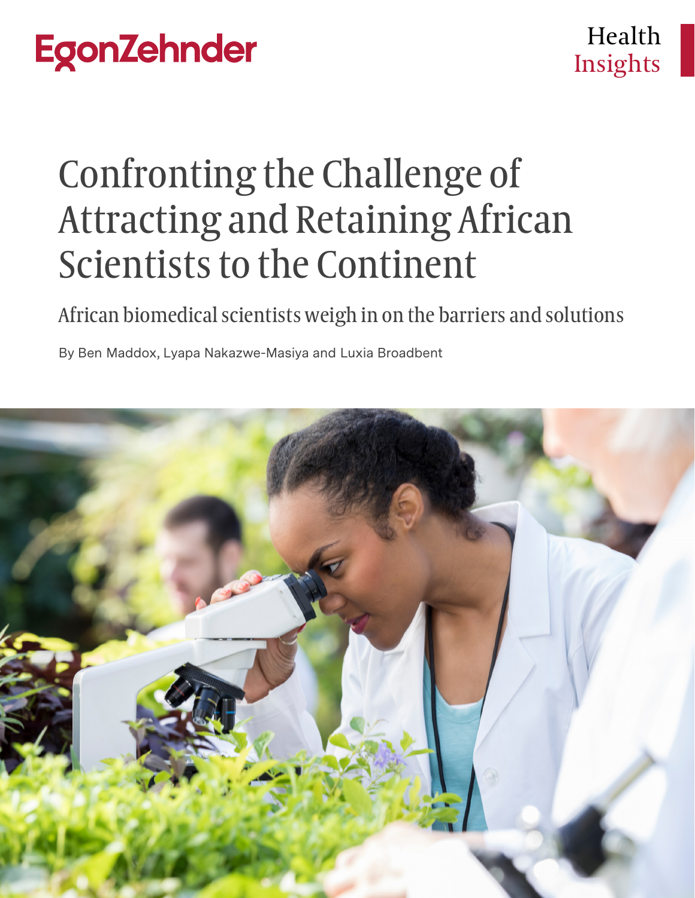EgonZehnder

Health Insights

# Confronting the Challenge of Attracting and Retaining African Scientists to the Continent

## African biomedical scientists weigh in on the barriers and solutions

By Ben Maddox, Lyapa Nakazwe-Masiya and Luxia Broadbent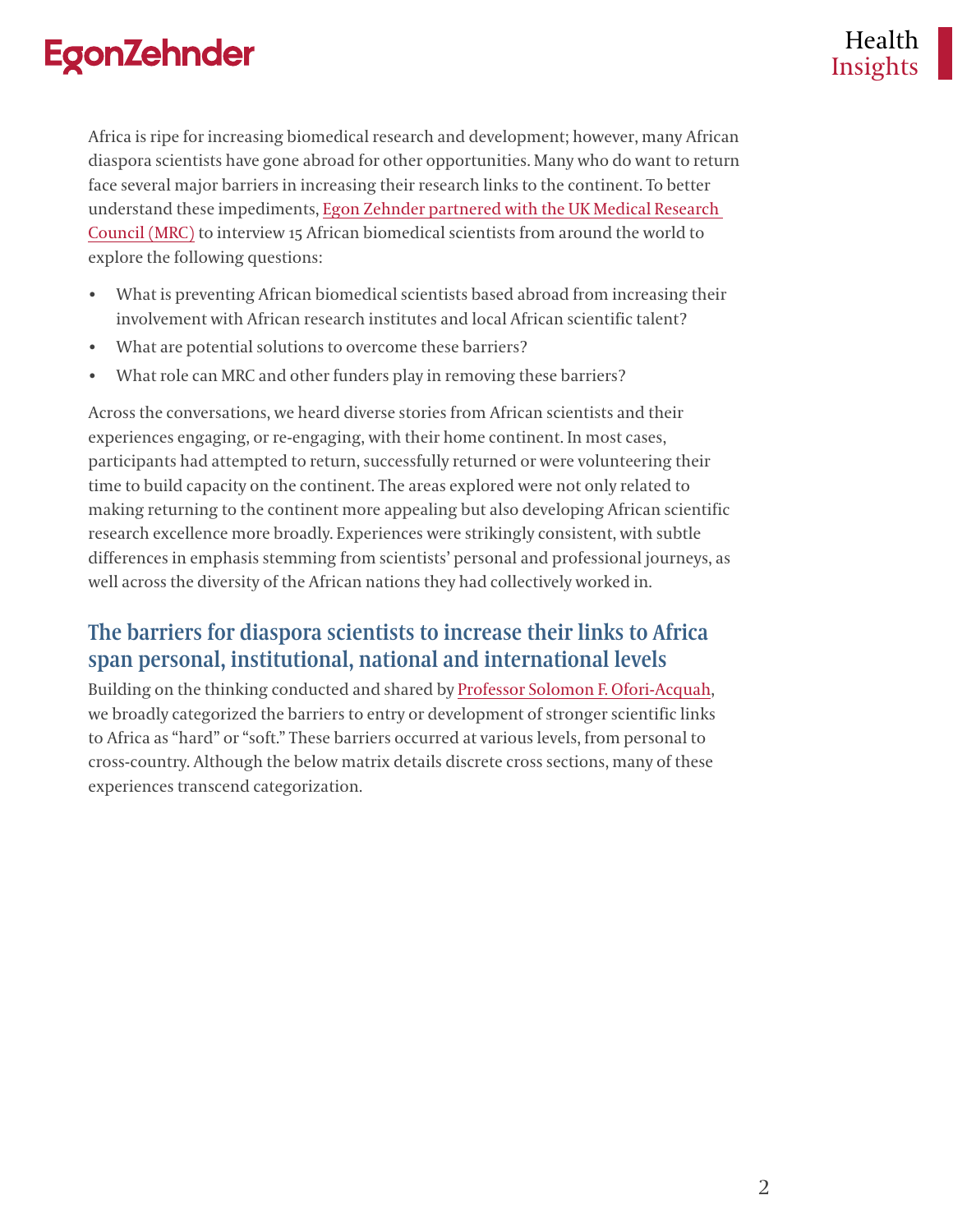Africa is ripe for increasing biomedical research and development; however, many African diaspora scientists have gone abroad for other opportunities. Many who do want to return face several major barriers in increasing their research links to the continent. To better understand these impediments, Egon Zehnder partnered with the UK Medical Research Council (MRC) to interview 15 African biomedical scientists from around the world to explore the following questions:

- What is preventing African biomedical scientists based abroad from increasing their involvement with African research institutes and local African scientific talent?
- What are potential solutions to overcome these barriers?
- What role can MRC and other funders play in removing these barriers?

Across the conversations, we heard diverse stories from African scientists and their experiences engaging, or re-engaging, with their home continent. In most cases, participants had attempted to return, successfully returned or were volunteering their time to build capacity on the continent. The areas explored were not only related to making returning to the continent more appealing but also developing African scientific research excellence more broadly. Experiences were strikingly consistent, with subtle differences in emphasis stemming from scientists' personal and professional journeys, as well across the diversity of the African nations they had collectively worked in.

## The barriers for diaspora scientists to increase their links to Africa span personal, institutional, national and international levels

Building on the thinking conducted and shared by Professor Solomon F. Ofori-Acquah, we broadly categorized the barriers to entry or development of stronger scientific links to Africa as "hard" or "soft." These barriers occurred at various levels, from personal to cross-country. Although the below matrix details discrete cross sections, many of these experiences transcend categorization.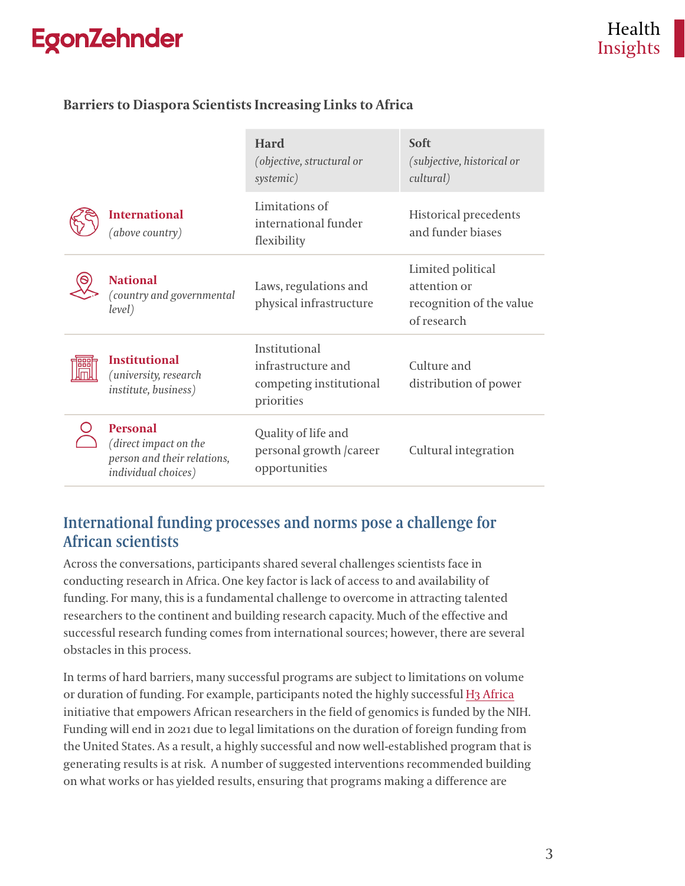**Barriers to Diaspora Scientists Increasing Links to Africa**

| | **Hard** *(objective, structural or systemic)* | **Soft** *(subjective, historical or cultural)* |
|---|---|---|
| **International** *(above country)* | Limitations of international funder flexibility | Historical precedents and funder biases |
| **National** *(country and governmental level)* | Laws, regulations and physical infrastructure | Limited political attention or recognition of the value of research |
| **Institutional** *(university, research institute, business)* | Institutional infrastructure and competing institutional priorities | Culture and distribution of power |
| **Personal** *(direct impact on the person and their relations, individual choices)* | Quality of life and personal growth /career opportunities | Cultural integration |

## International funding processes and norms pose a challenge for African scientists

Across the conversations, participants shared several challenges scientists face in conducting research in Africa. One key factor is lack of access to and availability of funding. For many, this is a fundamental challenge to overcome in attracting talented researchers to the continent and building research capacity. Much of the effective and successful research funding comes from international sources; however, there are several obstacles in this process.

In terms of hard barriers, many successful programs are subject to limitations on volume or duration of funding. For example, participants noted the highly successful H3 Africa initiative that empowers African researchers in the field of genomics is funded by the NIH. Funding will end in 2021 due to legal limitations on the duration of foreign funding from the United States. As a result, a highly successful and now well-established program that is generating results is at risk. A number of suggested interventions recommended building on what works or has yielded results, ensuring that programs making a difference are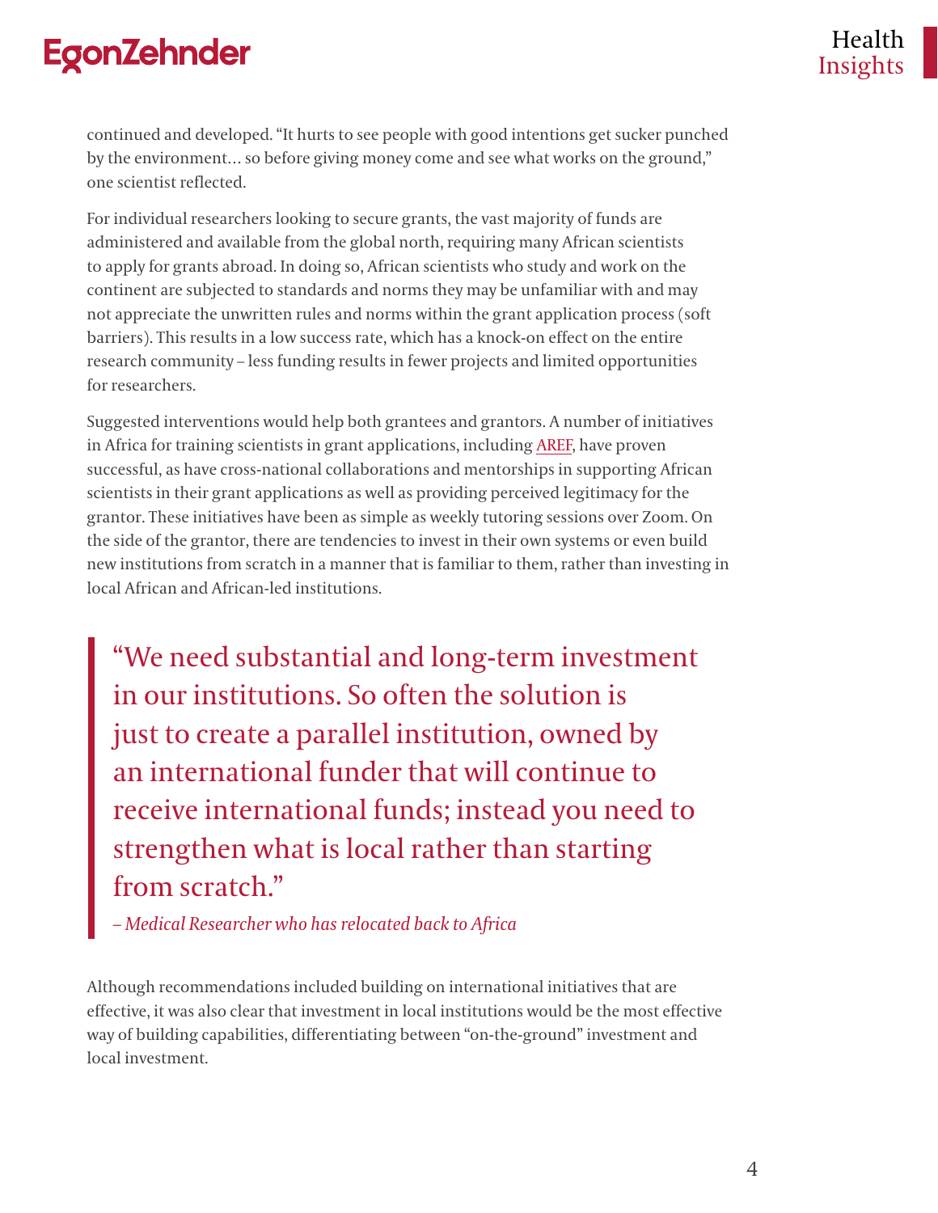continued and developed. “It hurts to see people with good intentions get sucker punched by the environment… so before giving money come and see what works on the ground,” one scientist reflected.

For individual researchers looking to secure grants, the vast majority of funds are administered and available from the global north, requiring many African scientists to apply for grants abroad. In doing so, African scientists who study and work on the continent are subjected to standards and norms they may be unfamiliar with and may not appreciate the unwritten rules and norms within the grant application process (soft barriers). This results in a low success rate, which has a knock-on effect on the entire research community – less funding results in fewer projects and limited opportunities for researchers.

Suggested interventions would help both grantees and grantors. A number of initiatives in Africa for training scientists in grant applications, including AREF, have proven successful, as have cross-national collaborations and mentorships in supporting African scientists in their grant applications as well as providing perceived legitimacy for the grantor. These initiatives have been as simple as weekly tutoring sessions over Zoom. On the side of the grantor, there are tendencies to invest in their own systems or even build new institutions from scratch in a manner that is familiar to them, rather than investing in local African and African-led institutions.

> “We need substantial and long-term investment in our institutions. So often the solution is just to create a parallel institution, owned by an international funder that will continue to receive international funds; instead you need to strengthen what is local rather than starting from scratch.”
>
> *– Medical Researcher who has relocated back to Africa*

Although recommendations included building on international initiatives that are effective, it was also clear that investment in local institutions would be the most effective way of building capabilities, differentiating between “on-the-ground” investment and local investment.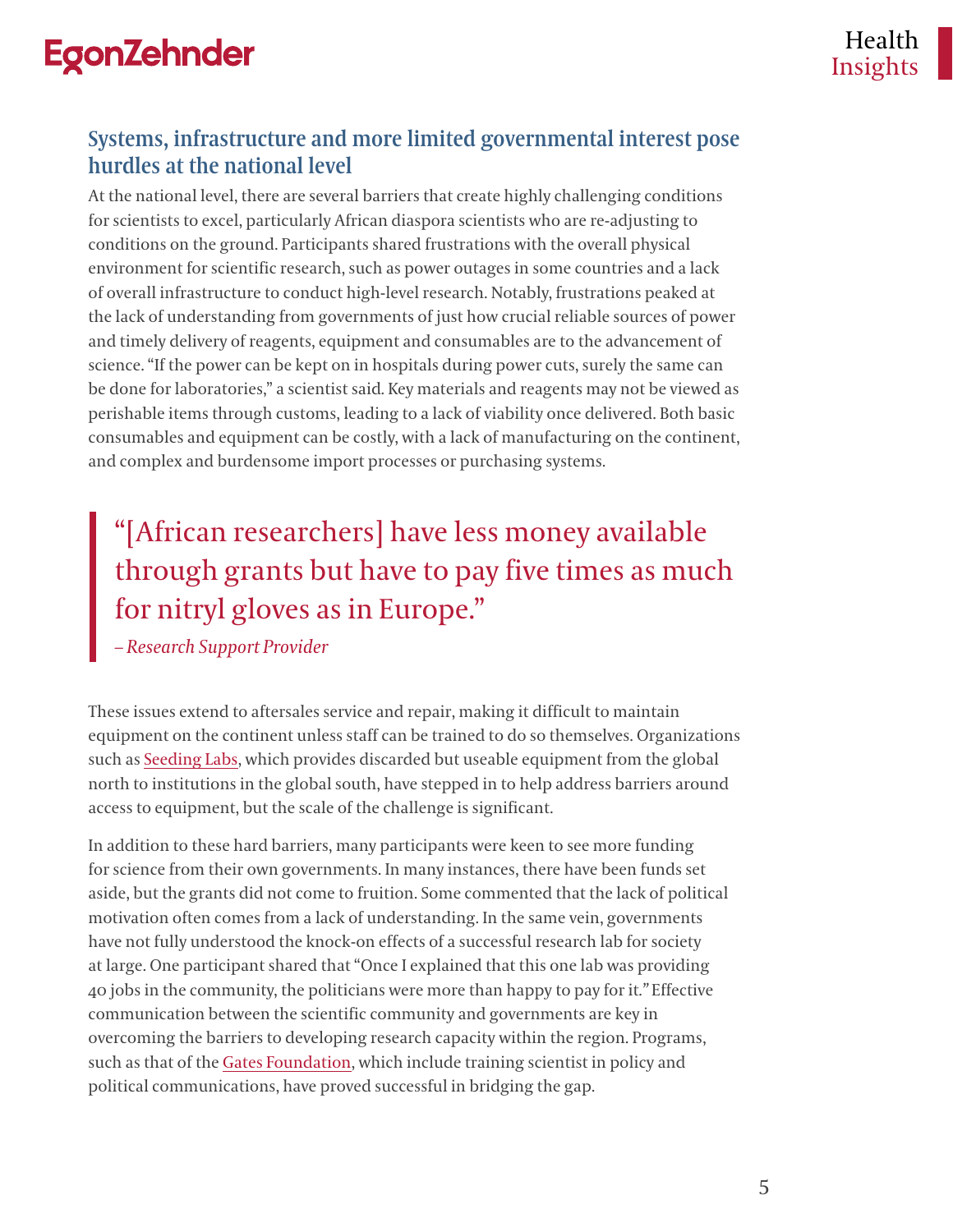## Systems, infrastructure and more limited governmental interest pose hurdles at the national level

At the national level, there are several barriers that create highly challenging conditions for scientists to excel, particularly African diaspora scientists who are re-adjusting to conditions on the ground. Participants shared frustrations with the overall physical environment for scientific research, such as power outages in some countries and a lack of overall infrastructure to conduct high-level research. Notably, frustrations peaked at the lack of understanding from governments of just how crucial reliable sources of power and timely delivery of reagents, equipment and consumables are to the advancement of science. "If the power can be kept on in hospitals during power cuts, surely the same can be done for laboratories," a scientist said. Key materials and reagents may not be viewed as perishable items through customs, leading to a lack of viability once delivered. Both basic consumables and equipment can be costly, with a lack of manufacturing on the continent, and complex and burdensome import processes or purchasing systems.

> "[African researchers] have less money available through grants but have to pay five times as much for nitryl gloves as in Europe."
>
> *– Research Support Provider*

These issues extend to aftersales service and repair, making it difficult to maintain equipment on the continent unless staff can be trained to do so themselves. Organizations such as Seeding Labs, which provides discarded but useable equipment from the global north to institutions in the global south, have stepped in to help address barriers around access to equipment, but the scale of the challenge is significant.

In addition to these hard barriers, many participants were keen to see more funding for science from their own governments. In many instances, there have been funds set aside, but the grants did not come to fruition. Some commented that the lack of political motivation often comes from a lack of understanding. In the same vein, governments have not fully understood the knock-on effects of a successful research lab for society at large. One participant shared that "Once I explained that this one lab was providing 40 jobs in the community, the politicians were more than happy to pay for it." Effective communication between the scientific community and governments are key in overcoming the barriers to developing research capacity within the region. Programs, such as that of the Gates Foundation, which include training scientist in policy and political communications, have proved successful in bridging the gap.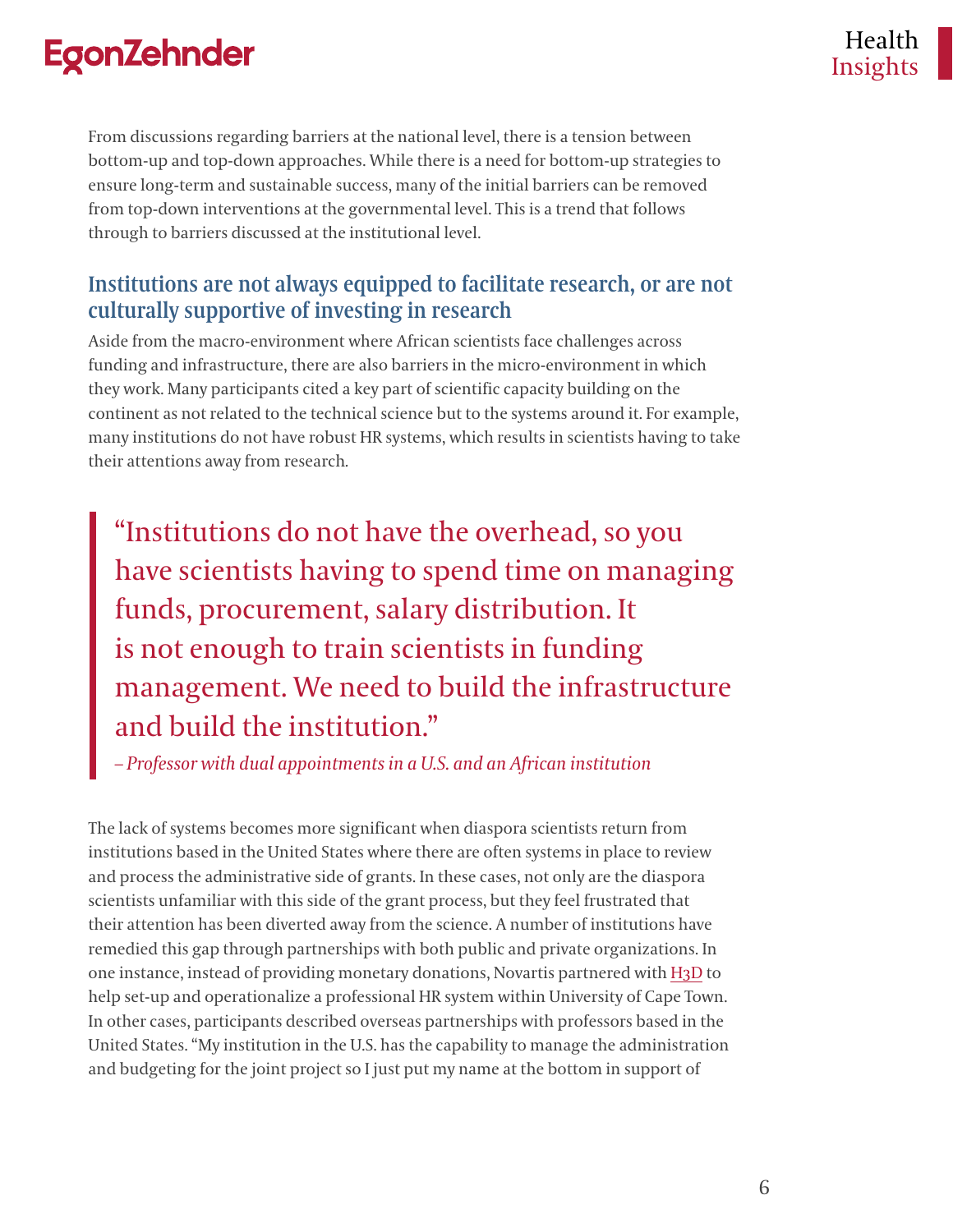From discussions regarding barriers at the national level, there is a tension between bottom-up and top-down approaches. While there is a need for bottom-up strategies to ensure long-term and sustainable success, many of the initial barriers can be removed from top-down interventions at the governmental level. This is a trend that follows through to barriers discussed at the institutional level.

## Institutions are not always equipped to facilitate research, or are not culturally supportive of investing in research

Aside from the macro-environment where African scientists face challenges across funding and infrastructure, there are also barriers in the micro-environment in which they work. Many participants cited a key part of scientific capacity building on the continent as not related to the technical science but to the systems around it. For example, many institutions do not have robust HR systems, which results in scientists having to take their attentions away from research.

> "Institutions do not have the overhead, so you have scientists having to spend time on managing funds, procurement, salary distribution. It is not enough to train scientists in funding management. We need to build the infrastructure and build the institution."
>
> *– Professor with dual appointments in a U.S. and an African institution*

The lack of systems becomes more significant when diaspora scientists return from institutions based in the United States where there are often systems in place to review and process the administrative side of grants. In these cases, not only are the diaspora scientists unfamiliar with this side of the grant process, but they feel frustrated that their attention has been diverted away from the science. A number of institutions have remedied this gap through partnerships with both public and private organizations. In one instance, instead of providing monetary donations, Novartis partnered with H3D to help set-up and operationalize a professional HR system within University of Cape Town. In other cases, participants described overseas partnerships with professors based in the United States. "My institution in the U.S. has the capability to manage the administration and budgeting for the joint project so I just put my name at the bottom in support of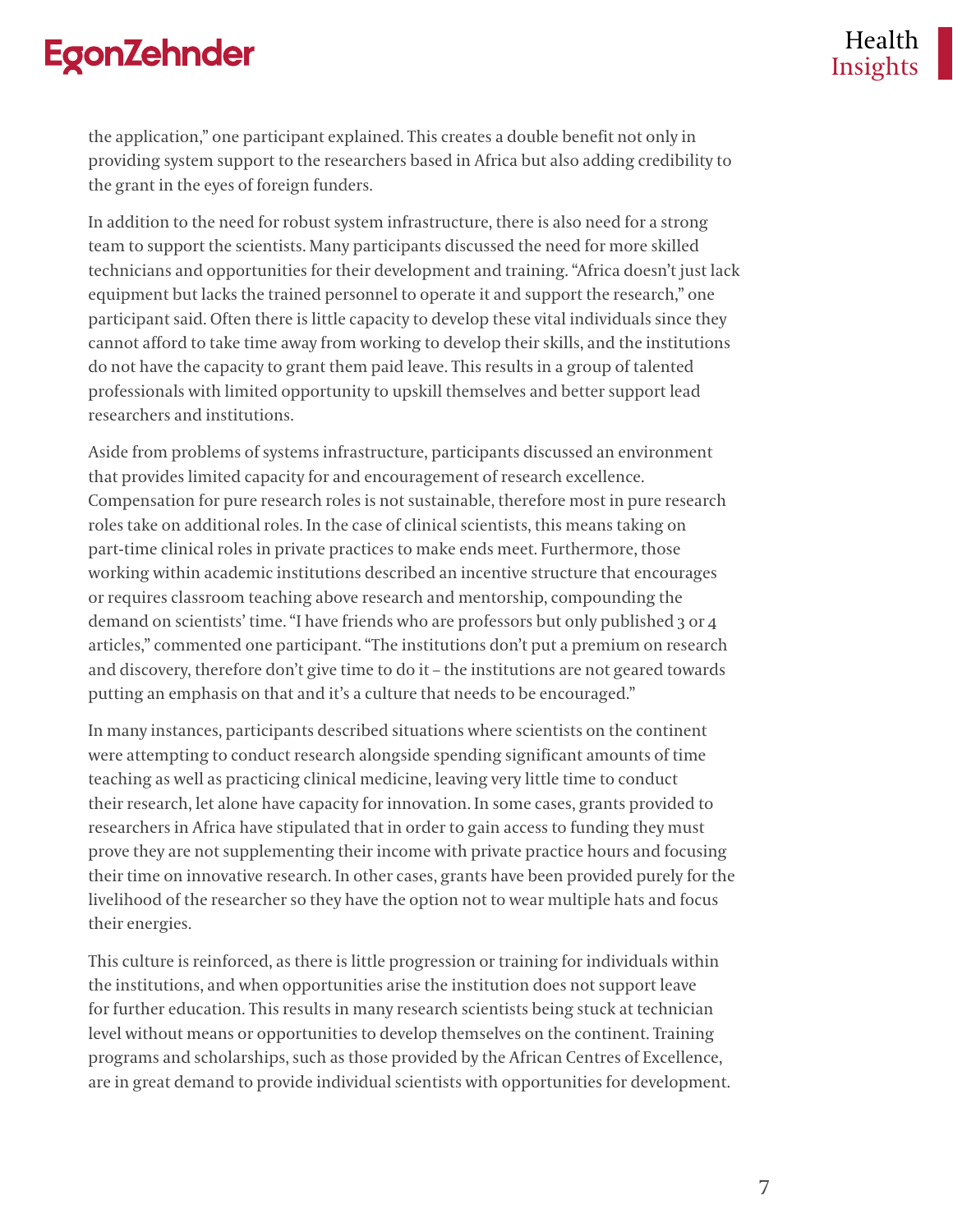the application," one participant explained. This creates a double benefit not only in providing system support to the researchers based in Africa but also adding credibility to the grant in the eyes of foreign funders.

In addition to the need for robust system infrastructure, there is also need for a strong team to support the scientists. Many participants discussed the need for more skilled technicians and opportunities for their development and training. "Africa doesn't just lack equipment but lacks the trained personnel to operate it and support the research," one participant said. Often there is little capacity to develop these vital individuals since they cannot afford to take time away from working to develop their skills, and the institutions do not have the capacity to grant them paid leave. This results in a group of talented professionals with limited opportunity to upskill themselves and better support lead researchers and institutions.

Aside from problems of systems infrastructure, participants discussed an environment that provides limited capacity for and encouragement of research excellence. Compensation for pure research roles is not sustainable, therefore most in pure research roles take on additional roles. In the case of clinical scientists, this means taking on part-time clinical roles in private practices to make ends meet. Furthermore, those working within academic institutions described an incentive structure that encourages or requires classroom teaching above research and mentorship, compounding the demand on scientists' time. "I have friends who are professors but only published 3 or 4 articles," commented one participant. "The institutions don't put a premium on research and discovery, therefore don't give time to do it – the institutions are not geared towards putting an emphasis on that and it's a culture that needs to be encouraged."

In many instances, participants described situations where scientists on the continent were attempting to conduct research alongside spending significant amounts of time teaching as well as practicing clinical medicine, leaving very little time to conduct their research, let alone have capacity for innovation. In some cases, grants provided to researchers in Africa have stipulated that in order to gain access to funding they must prove they are not supplementing their income with private practice hours and focusing their time on innovative research. In other cases, grants have been provided purely for the livelihood of the researcher so they have the option not to wear multiple hats and focus their energies.

This culture is reinforced, as there is little progression or training for individuals within the institutions, and when opportunities arise the institution does not support leave for further education. This results in many research scientists being stuck at technician level without means or opportunities to develop themselves on the continent. Training programs and scholarships, such as those provided by the African Centres of Excellence, are in great demand to provide individual scientists with opportunities for development.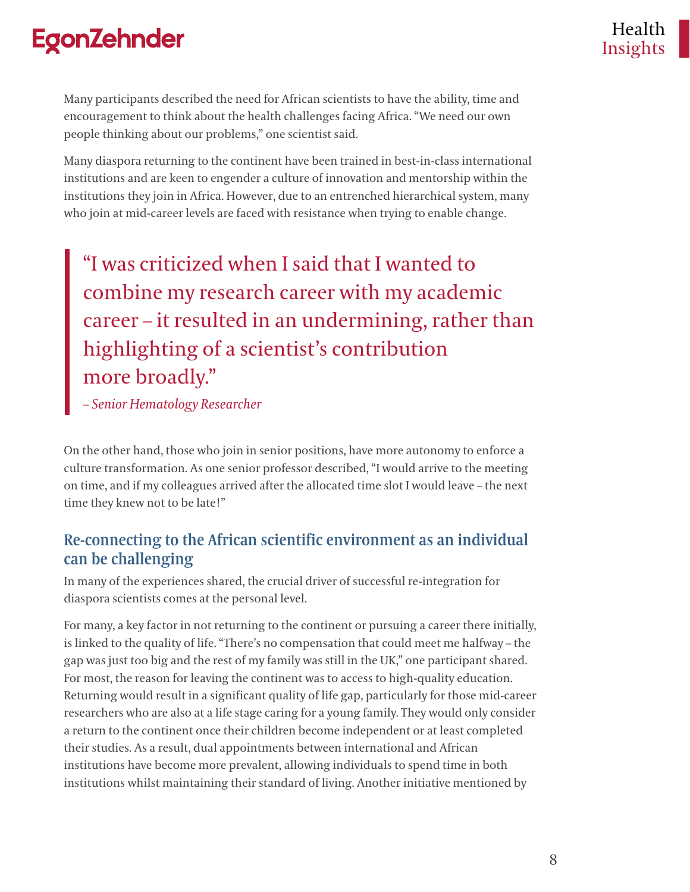Many participants described the need for African scientists to have the ability, time and encouragement to think about the health challenges facing Africa. "We need our own people thinking about our problems," one scientist said.

Many diaspora returning to the continent have been trained in best-in-class international institutions and are keen to engender a culture of innovation and mentorship within the institutions they join in Africa. However, due to an entrenched hierarchical system, many who join at mid-career levels are faced with resistance when trying to enable change.

> "I was criticized when I said that I wanted to combine my research career with my academic career – it resulted in an undermining, rather than highlighting of a scientist's contribution more broadly."
>
> *– Senior Hematology Researcher*

On the other hand, those who join in senior positions, have more autonomy to enforce a culture transformation. As one senior professor described, "I would arrive to the meeting on time, and if my colleagues arrived after the allocated time slot I would leave – the next time they knew not to be late!"

### Re-connecting to the African scientific environment as an individual can be challenging

In many of the experiences shared, the crucial driver of successful re-integration for diaspora scientists comes at the personal level.

For many, a key factor in not returning to the continent or pursuing a career there initially, is linked to the quality of life. "There's no compensation that could meet me halfway – the gap was just too big and the rest of my family was still in the UK," one participant shared. For most, the reason for leaving the continent was to access to high-quality education. Returning would result in a significant quality of life gap, particularly for those mid-career researchers who are also at a life stage caring for a young family. They would only consider a return to the continent once their children become independent or at least completed their studies. As a result, dual appointments between international and African institutions have become more prevalent, allowing individuals to spend time in both institutions whilst maintaining their standard of living. Another initiative mentioned by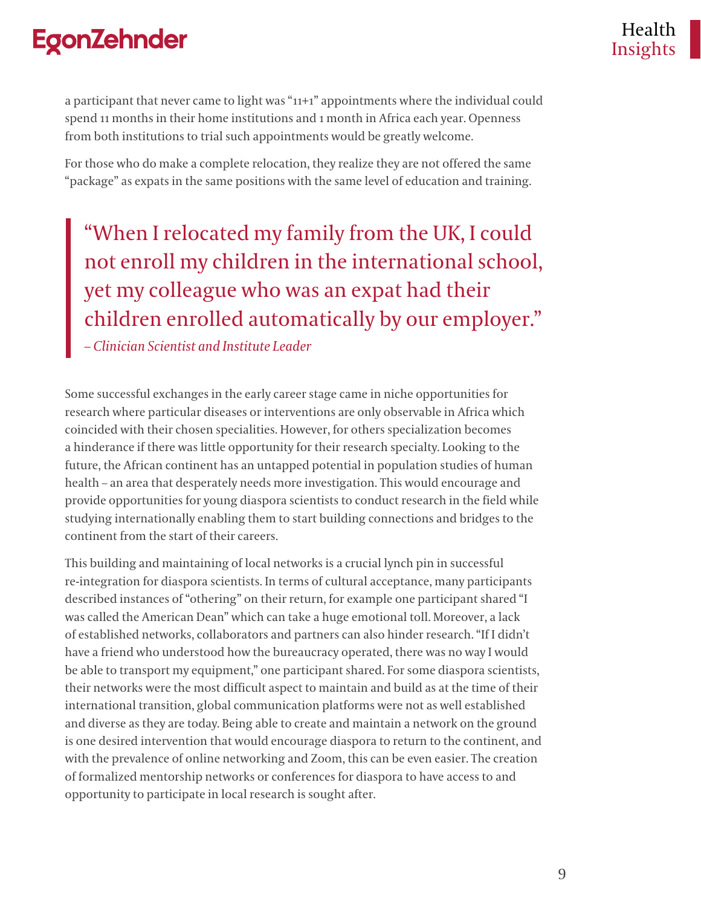a participant that never came to light was "11+1" appointments where the individual could spend 11 months in their home institutions and 1 month in Africa each year. Openness from both institutions to trial such appointments would be greatly welcome.

For those who do make a complete relocation, they realize they are not offered the same "package" as expats in the same positions with the same level of education and training.

> "When I relocated my family from the UK, I could not enroll my children in the international school, yet my colleague who was an expat had their children enrolled automatically by our employer."
>
> *– Clinician Scientist and Institute Leader*

Some successful exchanges in the early career stage came in niche opportunities for research where particular diseases or interventions are only observable in Africa which coincided with their chosen specialities. However, for others specialization becomes a hinderance if there was little opportunity for their research specialty. Looking to the future, the African continent has an untapped potential in population studies of human health – an area that desperately needs more investigation. This would encourage and provide opportunities for young diaspora scientists to conduct research in the field while studying internationally enabling them to start building connections and bridges to the continent from the start of their careers.

This building and maintaining of local networks is a crucial lynch pin in successful re-integration for diaspora scientists. In terms of cultural acceptance, many participants described instances of "othering" on their return, for example one participant shared "I was called the American Dean" which can take a huge emotional toll. Moreover, a lack of established networks, collaborators and partners can also hinder research. "If I didn't have a friend who understood how the bureaucracy operated, there was no way I would be able to transport my equipment," one participant shared. For some diaspora scientists, their networks were the most difficult aspect to maintain and build as at the time of their international transition, global communication platforms were not as well established and diverse as they are today. Being able to create and maintain a network on the ground is one desired intervention that would encourage diaspora to return to the continent, and with the prevalence of online networking and Zoom, this can be even easier. The creation of formalized mentorship networks or conferences for diaspora to have access to and opportunity to participate in local research is sought after.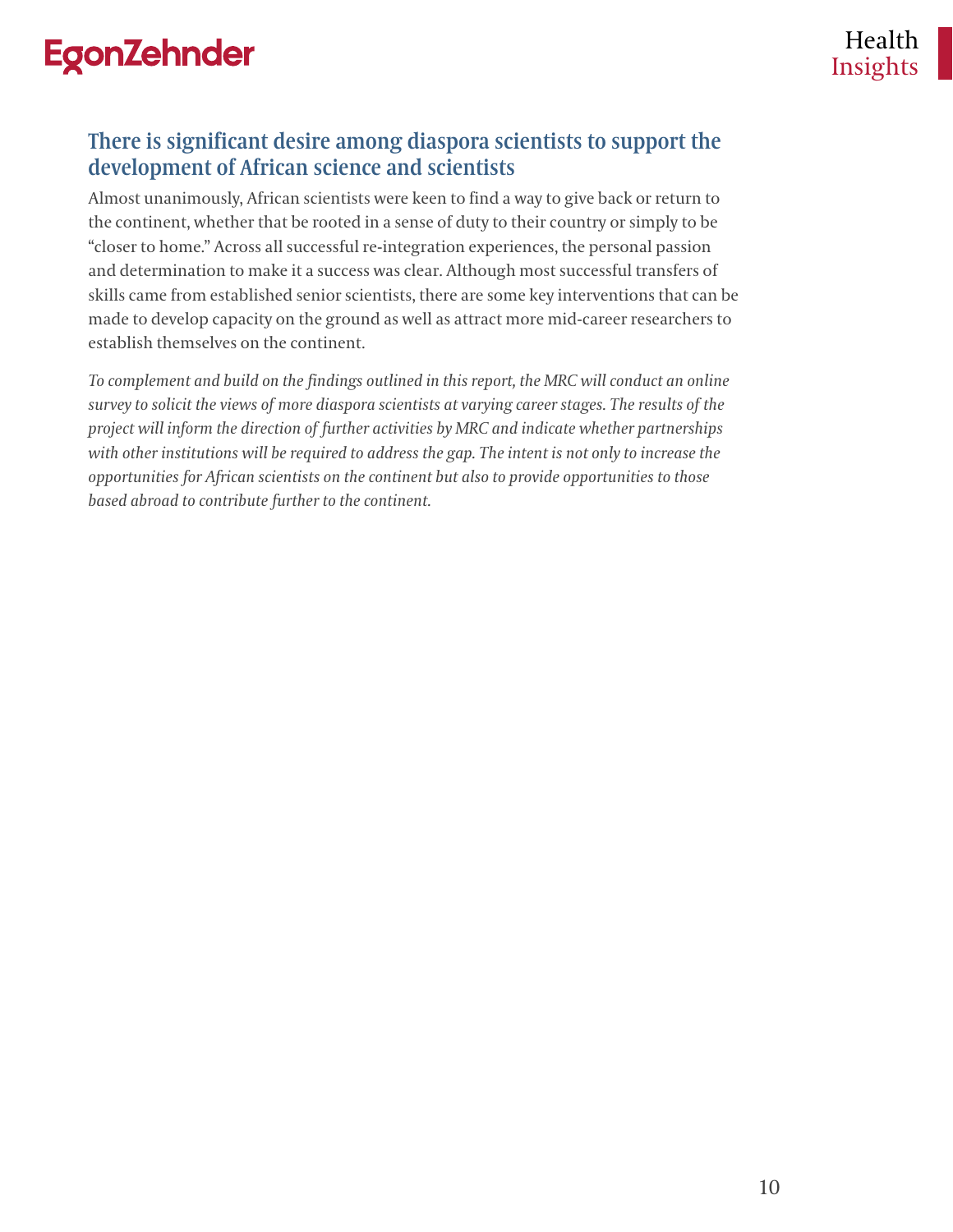## There is significant desire among diaspora scientists to support the development of African science and scientists

Almost unanimously, African scientists were keen to find a way to give back or return to the continent, whether that be rooted in a sense of duty to their country or simply to be "closer to home." Across all successful re-integration experiences, the personal passion and determination to make it a success was clear. Although most successful transfers of skills came from established senior scientists, there are some key interventions that can be made to develop capacity on the ground as well as attract more mid-career researchers to establish themselves on the continent.

*To complement and build on the findings outlined in this report, the MRC will conduct an online survey to solicit the views of more diaspora scientists at varying career stages. The results of the project will inform the direction of further activities by MRC and indicate whether partnerships with other institutions will be required to address the gap. The intent is not only to increase the opportunities for African scientists on the continent but also to provide opportunities to those based abroad to contribute further to the continent.*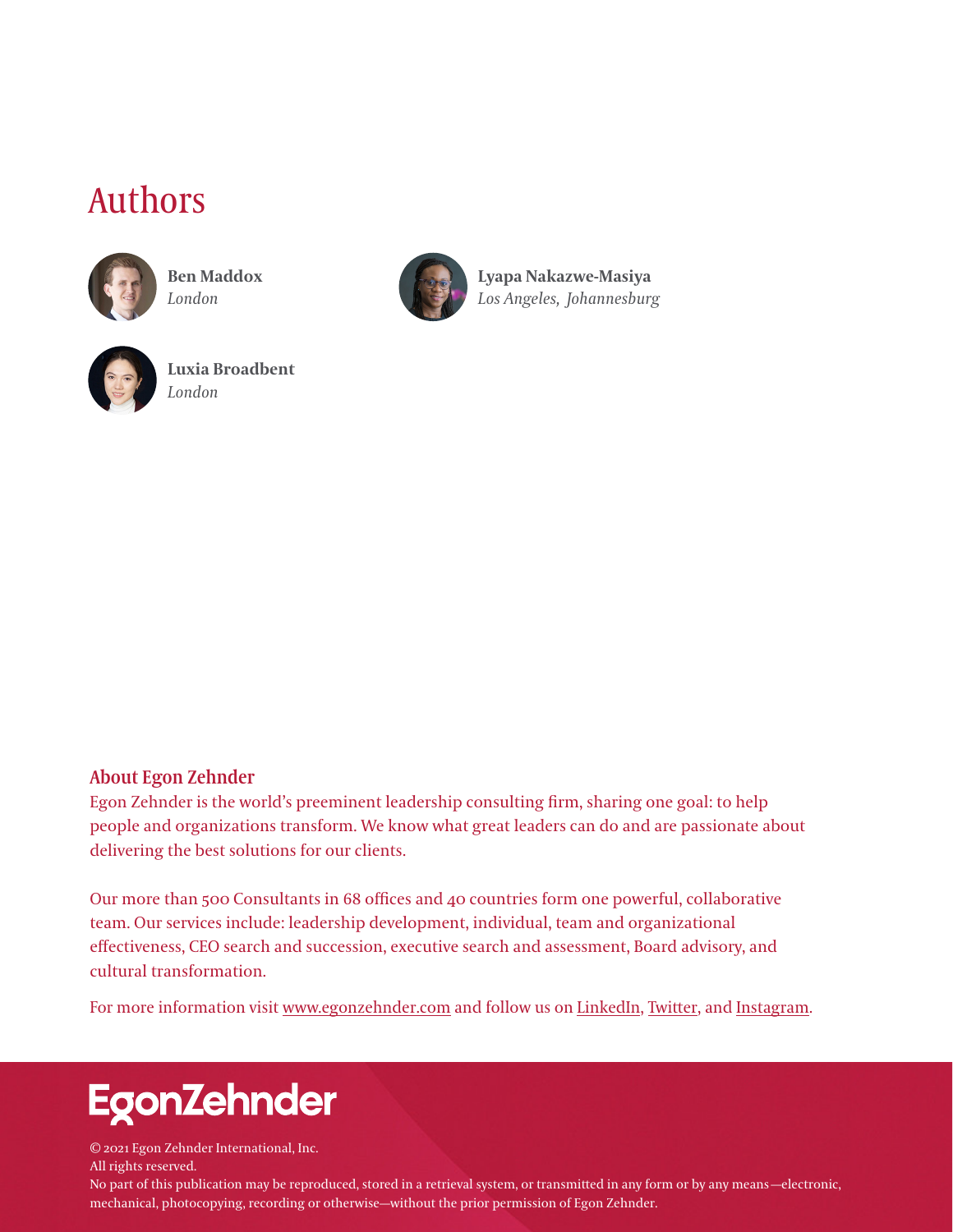# Authors

**Ben Maddox**
*London*

**Lyapa Nakazwe-Masiya**
*Los Angeles, Johannesburg*

**Luxia Broadbent**
*London*

## About Egon Zehnder

Egon Zehnder is the world's preeminent leadership consulting firm, sharing one goal: to help people and organizations transform. We know what great leaders can do and are passionate about delivering the best solutions for our clients.

Our more than 500 Consultants in 68 offices and 40 countries form one powerful, collaborative team. Our services include: leadership development, individual, team and organizational effectiveness, CEO search and succession, executive search and assessment, Board advisory, and cultural transformation.

For more information visit www.egonzehnder.com and follow us on LinkedIn, Twitter, and Instagram.

EgonZehnder

© 2021 Egon Zehnder International, Inc.
All rights reserved.
No part of this publication may be reproduced, stored in a retrieval system, or transmitted in any form or by any means—electronic, mechanical, photocopying, recording or otherwise—without the prior permission of Egon Zehnder.